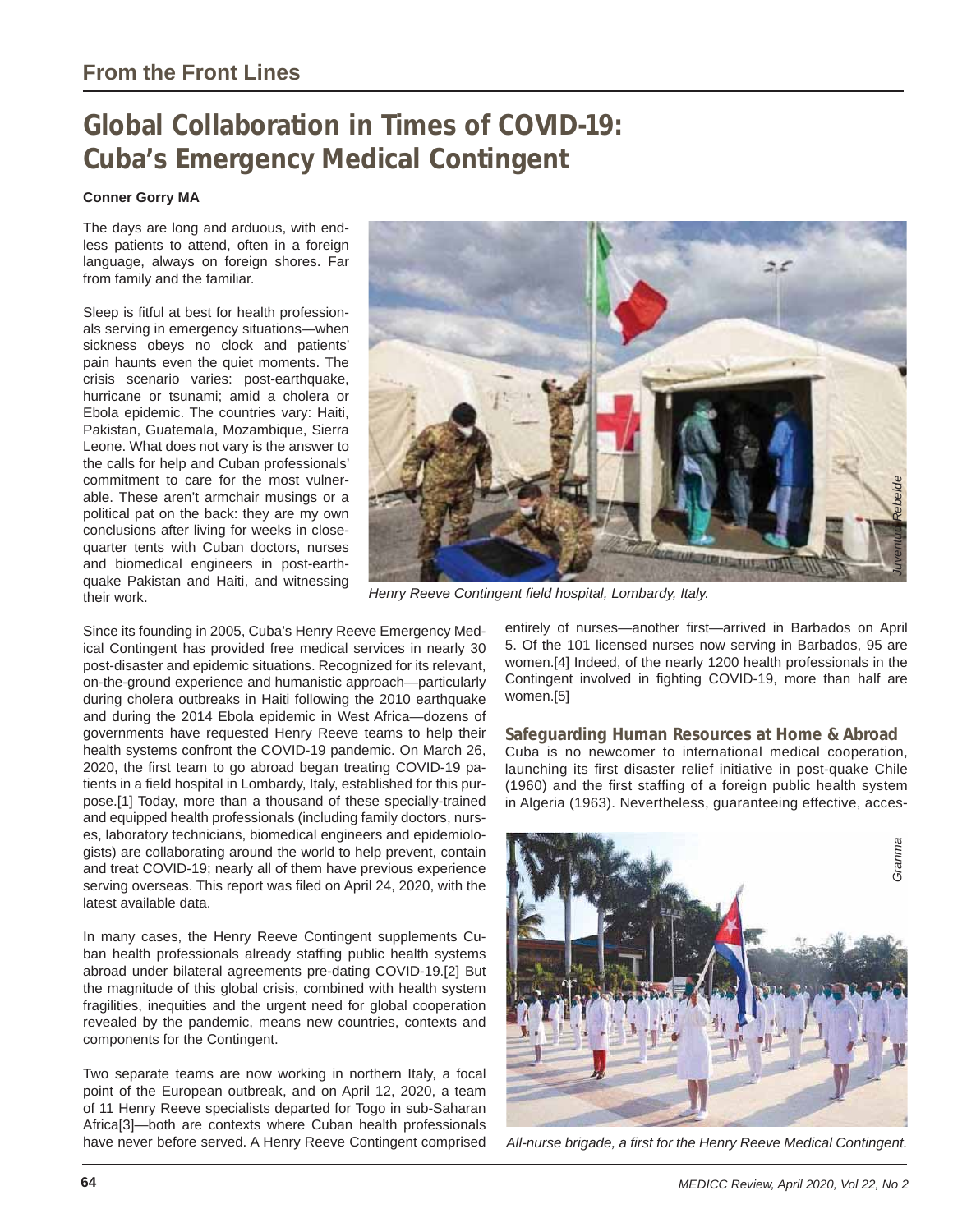## From the Front Lines

# Global Collaboration in Times of COVID-19: Cuba's Emergency Medical Contingent

**Conner Gorry MA**

The days are long and arduous, with endless patients to attend, often in a foreign language, always on foreign shores. Far from family and the familiar.

Sleep is fitful at best for health professionals serving in emergency situations—when sickness obeys no clock and patients' pain haunts even the quiet moments. The crisis scenario varies: post-earthquake, hurricane or tsunami; amid a cholera or Ebola epidemic. The countries vary: Haiti, Pakistan, Guatemala, Mozambique, Sierra Leone. What does not vary is the answer to the calls for help and Cuban professionals' commitment to care for the most vulnerable. These aren't armchair musings or a political pat on the back: they are my own conclusions after living for weeks in close-quarter tents with Cuban doctors, nurses and biomedical engineers in post-earthquake Pakistan and Haiti, and witnessing their work.

*Henry Reeve Contingent field hospital, Lombardy, Italy.*

Since its founding in 2005, Cuba's Henry Reeve Emergency Medical Contingent has provided free medical services in nearly 30 post-disaster and epidemic situations. Recognized for its relevant, on-the-ground experience and humanistic approach—particularly during cholera outbreaks in Haiti following the 2010 earthquake and during the 2014 Ebola epidemic in West Africa—dozens of governments have requested Henry Reeve teams to help their health systems confront the COVID-19 pandemic. On March 26, 2020, the first team to go abroad began treating COVID-19 patients in a field hospital in Lombardy, Italy, established for this purpose.[1] Today, more than a thousand of these specially-trained and equipped health professionals (including family doctors, nurses, laboratory technicians, biomedical engineers and epidemiologists) are collaborating around the world to help prevent, contain and treat COVID-19; nearly all of them have previous experience serving overseas. This report was filed on April 24, 2020, with the latest available data.

In many cases, the Henry Reeve Contingent supplements Cuban health professionals already staffing public health systems abroad under bilateral agreements pre-dating COVID-19.[2] But the magnitude of this global crisis, combined with health system fragilities, inequities and the urgent need for global cooperation revealed by the pandemic, means new countries, contexts and components for the Contingent.

Two separate teams are now working in northern Italy, a focal point of the European outbreak, and on April 12, 2020, a team of 11 Henry Reeve specialists departed for Togo in sub-Saharan Africa[3]—both are contexts where Cuban health professionals have never before served. A Henry Reeve Contingent comprised entirely of nurses—another first—arrived in Barbados on April 5. Of the 101 licensed nurses now serving in Barbados, 95 are women.[4] Indeed, of the nearly 1200 health professionals in the Contingent involved in fighting COVID-19, more than half are women.[5]

### Safeguarding Human Resources at Home & Abroad

Cuba is no newcomer to international medical cooperation, launching its first disaster relief initiative in post-quake Chile (1960) and the first staffing of a foreign public health system in Algeria (1963). Nevertheless, guaranteeing effective, acces-

*All-nurse brigade, a first for the Henry Reeve Medical Contingent.*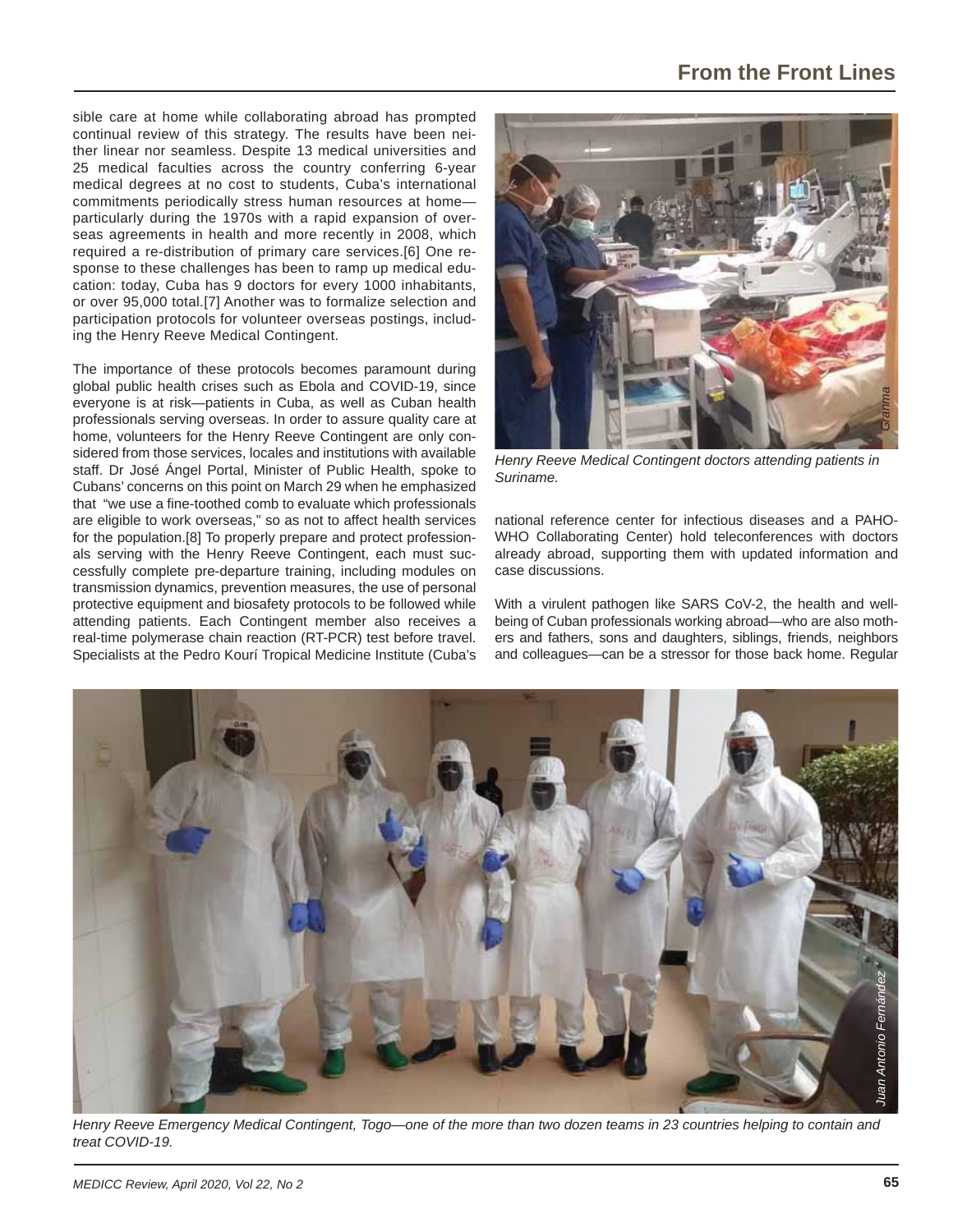sible care at home while collaborating abroad has prompted continual review of this strategy. The results have been neither linear nor seamless. Despite 13 medical universities and 25 medical faculties across the country conferring 6-year medical degrees at no cost to students, Cuba's international commitments periodically stress human resources at home—particularly during the 1970s with a rapid expansion of overseas agreements in health and more recently in 2008, which required a re-distribution of primary care services.[6] One response to these challenges has been to ramp up medical education: today, Cuba has 9 doctors for every 1000 inhabitants, or over 95,000 total.[7] Another was to formalize selection and participation protocols for volunteer overseas postings, including the Henry Reeve Medical Contingent.

The importance of these protocols becomes paramount during global public health crises such as Ebola and COVID-19, since everyone is at risk—patients in Cuba, as well as Cuban health professionals serving overseas. In order to assure quality care at home, volunteers for the Henry Reeve Contingent are only considered from those services, locales and institutions with available staff. Dr José Ángel Portal, Minister of Public Health, spoke to Cubans' concerns on this point on March 29 when he emphasized that "we use a fine-toothed comb to evaluate which professionals are eligible to work overseas," so as not to affect health services for the population.[8] To properly prepare and protect professionals serving with the Henry Reeve Contingent, each must successfully complete pre-departure training, including modules on transmission dynamics, prevention measures, the use of personal protective equipment and biosafety protocols to be followed while attending patients. Each Contingent member also receives a real-time polymerase chain reaction (RT-PCR) test before travel. Specialists at the Pedro Kourí Tropical Medicine Institute (Cuba's national reference center for infectious diseases and a PAHO-WHO Collaborating Center) hold teleconferences with doctors already abroad, supporting them with updated information and case discussions.

*Henry Reeve Medical Contingent doctors attending patients in Suriname.*

With a virulent pathogen like SARS CoV-2, the health and well-being of Cuban professionals working abroad—who are also mothers and fathers, sons and daughters, siblings, friends, neighbors and colleagues—can be a stressor for those back home. Regular

*Henry Reeve Emergency Medical Contingent, Togo—one of the more than two dozen teams in 23 countries helping to contain and treat COVID-19.*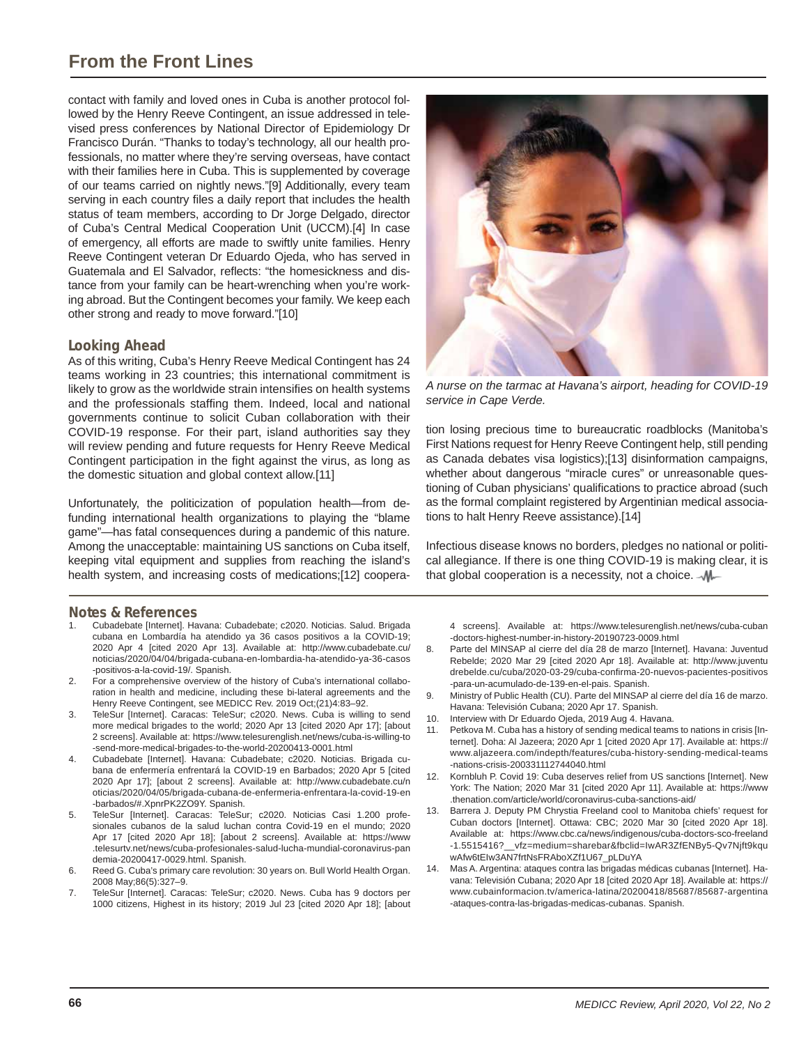contact with family and loved ones in Cuba is another protocol followed by the Henry Reeve Contingent, an issue addressed in televised press conferences by National Director of Epidemiology Dr Francisco Durán. "Thanks to today's technology, all our health professionals, no matter where they're serving overseas, have contact with their families here in Cuba. This is supplemented by coverage of our teams carried on nightly news."[9] Additionally, every team serving in each country files a daily report that includes the health status of team members, according to Dr Jorge Delgado, director of Cuba's Central Medical Cooperation Unit (UCCM).[4] In case of emergency, all efforts are made to swiftly unite families. Henry Reeve Contingent veteran Dr Eduardo Ojeda, who has served in Guatemala and El Salvador, reflects: "the homesickness and distance from your family can be heart-wrenching when you're working abroad. But the Contingent becomes your family. We keep each other strong and ready to move forward."[10]

## Looking Ahead

As of this writing, Cuba's Henry Reeve Medical Contingent has 24 teams working in 23 countries; this international commitment is likely to grow as the worldwide strain intensifies on health systems and the professionals staffing them. Indeed, local and national governments continue to solicit Cuban collaboration with their COVID-19 response. For their part, island authorities say they will review pending and future requests for Henry Reeve Medical Contingent participation in the fight against the virus, as long as the domestic situation and global context allow.[11]

Unfortunately, the politicization of population health—from defunding international health organizations to playing the "blame game"—has fatal consequences during a pandemic of this nature. Among the unacceptable: maintaining US sanctions on Cuba itself, keeping vital equipment and supplies from reaching the island's health system, and increasing costs of medications;[12] cooperation losing precious time to bureaucratic roadblocks (Manitoba's First Nations request for Henry Reeve Contingent help, still pending as Canada debates visa logistics);[13] disinformation campaigns, whether about dangerous "miracle cures" or unreasonable questioning of Cuban physicians' qualifications to practice abroad (such as the formal complaint registered by Argentinian medical associations to halt Henry Reeve assistance).[14]

*A nurse on the tarmac at Havana's airport, heading for COVID-19 service in Cape Verde.*

Infectious disease knows no borders, pledges no national or political allegiance. If there is one thing COVID-19 is making clear, it is that global cooperation is a necessity, not a choice.

## Notes & References

1. Cubadebate [Internet]. Havana: Cubadebate; c2020. Noticias. Salud. Brigada cubana en Lombardía ha atendido ya 36 casos positivos a la COVID-19; 2020 Apr 4 [cited 2020 Apr 13]. Available at: http://www.cubadebate.cu/noticias/2020/04/04/brigada-cubana-en-lombardia-ha-atendido-ya-36-casos-positivos-a-la-covid-19/. Spanish.
2. For a comprehensive overview of the history of Cuba's international collaboration in health and medicine, including these bi-lateral agreements and the Henry Reeve Contingent, see MEDICC Rev. 2019 Oct;(21)4:83–92.
3. TeleSur [Internet]. Caracas: TeleSur; c2020. News. Cuba is willing to send more medical brigades to the world; 2020 Apr 13 [cited 2020 Apr 17]; [about 2 screens]. Available at: https://www.telesurenglish.net/news/cuba-is-willing-to-send-more-medical-brigades-to-the-world-20200413-0001.html
4. Cubadebate [Internet]. Havana: Cubadebate; c2020. Noticias. Brigada cubana de enfermería enfrentará la COVID-19 en Barbados; 2020 Apr 5 [cited 2020 Apr 17]; [about 2 screens]. Available at: http://www.cubadebate.cu/noticias/2020/04/05/brigada-cubana-de-enfermeria-enfrentara-la-covid-19-en-barbados/#.XpnrPK2ZO9Y. Spanish.
5. TeleSur [Internet]. Caracas: TeleSur; c2020. Noticias Casi 1.200 profesionales cubanos de la salud luchan contra Covid-19 en el mundo; 2020 Apr 17 [cited 2020 Apr 18]; [about 2 screens]. Available at: https://www.telesurtv.net/news/cuba-profesionales-salud-lucha-mundial-coronavirus-pandemia-20200417-0029.html. Spanish.
6. Reed G. Cuba's primary care revolution: 30 years on. Bull World Health Organ. 2008 May;86(5):327–9.
7. TeleSur [Internet]. Caracas: TeleSur; c2020. News. Cuba has 9 doctors per 1000 citizens, Highest in its history; 2019 Jul 23 [cited 2020 Apr 18]; [about 4 screens]. Available at: https://www.telesurenglish.net/news/cuba-cuban-doctors-highest-number-in-history-20190723-0009.html
8. Parte del MINSAP al cierre del día 28 de marzo [Internet]. Havana: Juventud Rebelde; 2020 Mar 29 [cited 2020 Apr 18]. Available at: http://www.juventudrebelde.cu/cuba/2020-03-29/cuba-confirma-20-nuevos-pacientes-positivos-para-un-acumulado-de-139-en-el-pais. Spanish.
9. Ministry of Public Health (CU). Parte del MINSAP al cierre del día 16 de marzo. Havana: Televisión Cubana; 2020 Apr 17. Spanish.
10. Interview with Dr Eduardo Ojeda, 2019 Aug 4. Havana.
11. Petkova M. Cuba has a history of sending medical teams to nations in crisis [Internet]. Doha: Al Jazeera; 2020 Apr 1 [cited 2020 Apr 17]. Available at: https://www.aljazeera.com/indepth/features/cuba-history-sending-medical-teams-nations-crisis-200331112744040.html
12. Kornbluh P. Covid 19: Cuba deserves relief from US sanctions [Internet]. New York: The Nation; 2020 Mar 31 [cited 2020 Apr 11]. Available at: https://www.thenation.com/article/world/coronavirus-cuba-sanctions-aid/
13. Barrera J. Deputy PM Chrystia Freeland cool to Manitoba chiefs' request for Cuban doctors [Internet]. Ottawa: CBC; 2020 Mar 30 [cited 2020 Apr 18]. Available at: https://www.cbc.ca/news/indigenous/cuba-doctors-sco-freeland-1.5515416?__vfz=medium=sharebar&fbclid=IwAR3ZfENBy5-Qv7Njft9kquwAfw6tEIw3AN7frtNsFRAboXZf1U67_pLDuYA
14. Mas A. Argentina: ataques contra las brigadas médicas cubanas [Internet]. Havana: Televisión Cubana; 2020 Apr 18 [cited 2020 Apr 18]. Available at: https://www.cubainformacion.tv/america-latina/20200418/85687/85687-argentina-ataques-contra-las-brigadas-medicas-cubanas. Spanish.